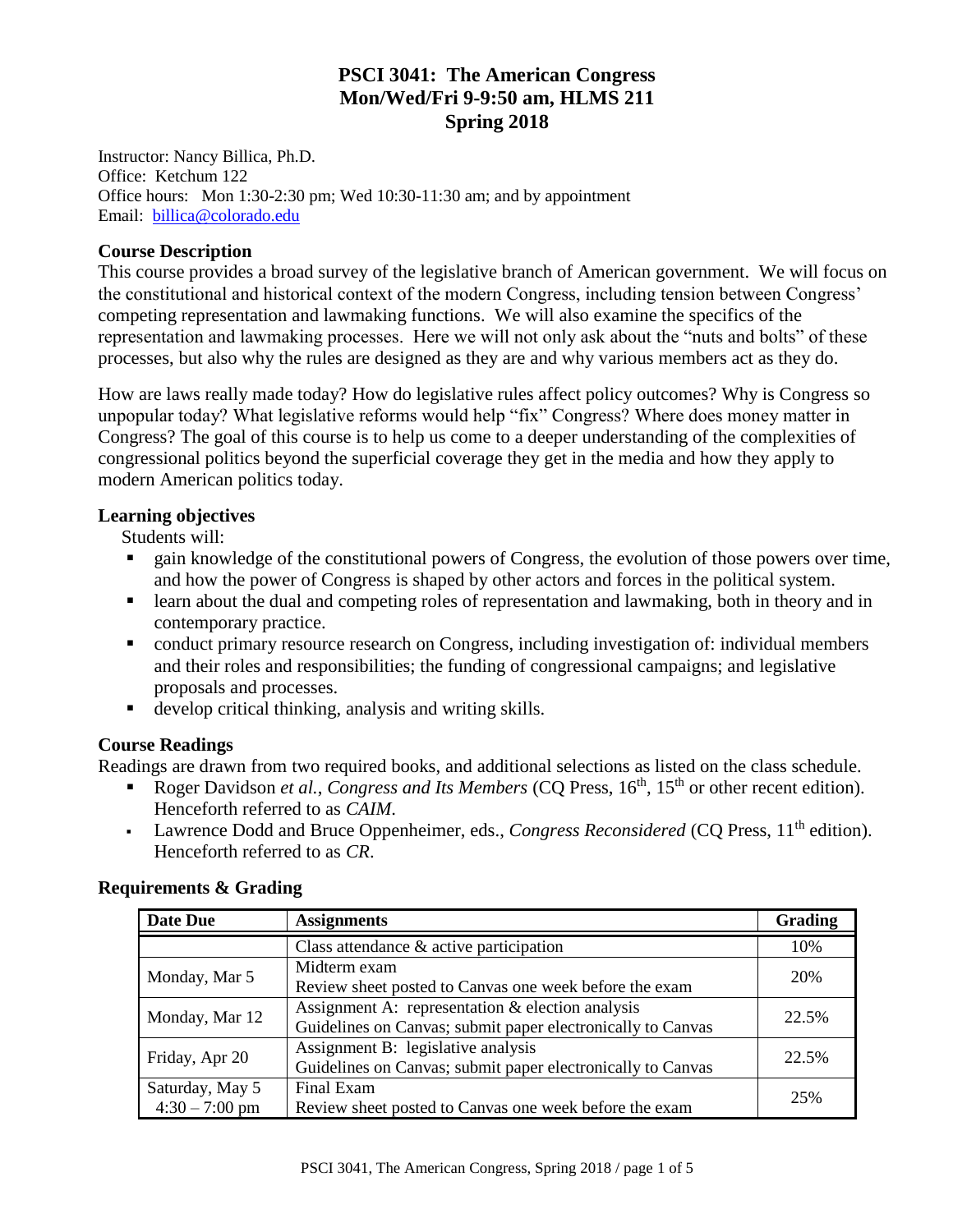# PSCI 3041: The American Congress
## Mon/Wed/Fri 9-9:50 am, HLMS 211
## Spring 2018

Instructor: Nancy Billica, Ph.D.
Office: Ketchum 122
Office hours: Mon 1:30-2:30 pm; Wed 10:30-11:30 am; and by appointment
Email: billica@colorado.edu

### Course Description

This course provides a broad survey of the legislative branch of American government. We will focus on the constitutional and historical context of the modern Congress, including tension between Congress' competing representation and lawmaking functions. We will also examine the specifics of the representation and lawmaking processes. Here we will not only ask about the "nuts and bolts" of these processes, but also why the rules are designed as they are and why various members act as they do.

How are laws really made today? How do legislative rules affect policy outcomes? Why is Congress so unpopular today? What legislative reforms would help "fix" Congress? Where does money matter in Congress? The goal of this course is to help us come to a deeper understanding of the complexities of congressional politics beyond the superficial coverage they get in the media and how they apply to modern American politics today.

### Learning objectives

Students will:

- gain knowledge of the constitutional powers of Congress, the evolution of those powers over time, and how the power of Congress is shaped by other actors and forces in the political system.
- learn about the dual and competing roles of representation and lawmaking, both in theory and in contemporary practice.
- conduct primary resource research on Congress, including investigation of: individual members and their roles and responsibilities; the funding of congressional campaigns; and legislative proposals and processes.
- develop critical thinking, analysis and writing skills.

### Course Readings

Readings are drawn from two required books, and additional selections as listed on the class schedule.

- Roger Davidson *et al.*, *Congress and Its Members* (CQ Press, 16th, 15th or other recent edition). Henceforth referred to as *CAIM*.
- Lawrence Dodd and Bruce Oppenheimer, eds., *Congress Reconsidered* (CQ Press, 11th edition). Henceforth referred to as *CR*.

### Requirements & Grading

| Date Due | Assignments | Grading |
|---|---|---|
| | Class attendance & active participation | 10% |
| Monday, Mar 5 | Midterm exam<br>Review sheet posted to Canvas one week before the exam | 20% |
| Monday, Mar 12 | Assignment A: representation & election analysis<br>Guidelines on Canvas; submit paper electronically to Canvas | 22.5% |
| Friday, Apr 20 | Assignment B: legislative analysis<br>Guidelines on Canvas; submit paper electronically to Canvas | 22.5% |
| Saturday, May 5<br>4:30 – 7:00 pm | Final Exam<br>Review sheet posted to Canvas one week before the exam | 25% |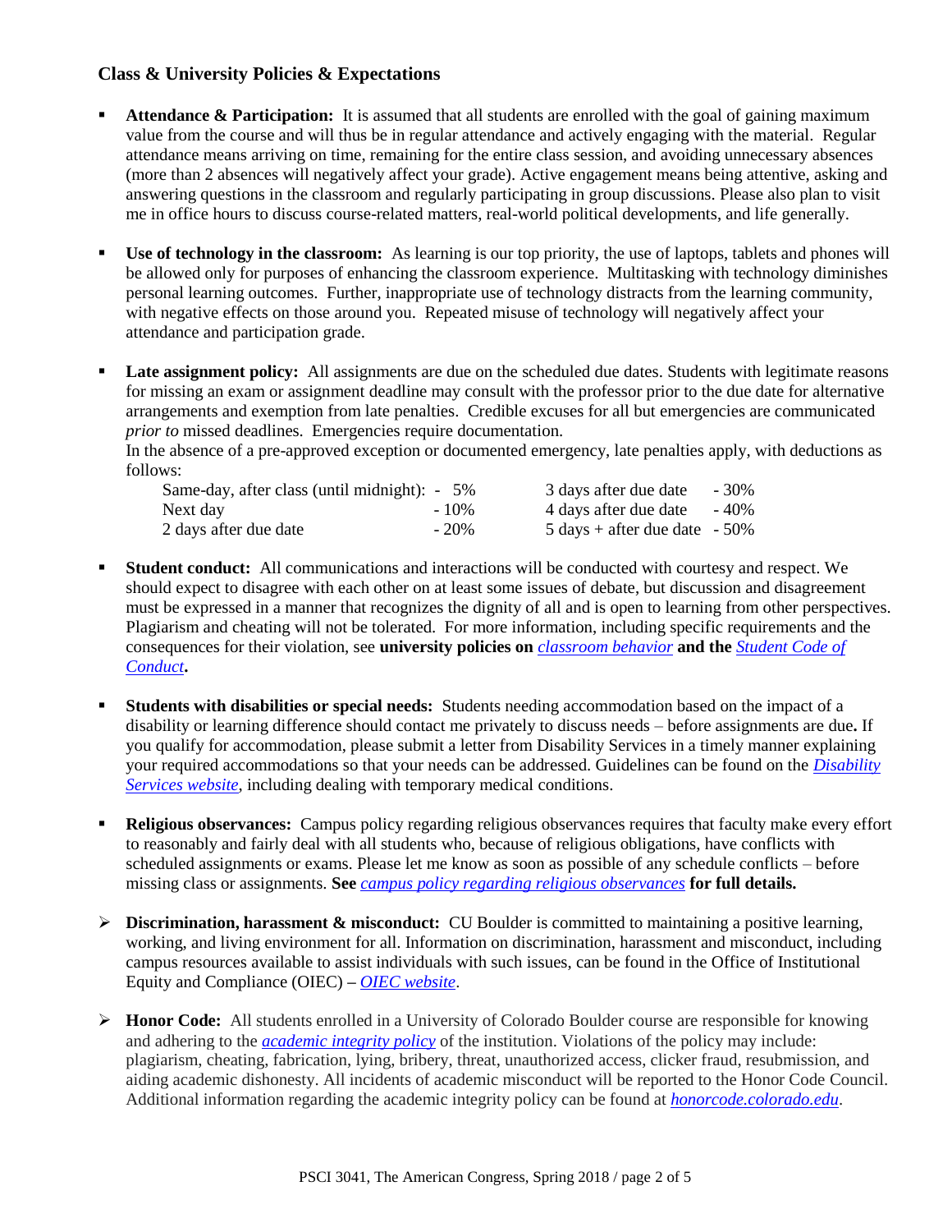## Class & University Policies & Expectations

- **Attendance & Participation:** It is assumed that all students are enrolled with the goal of gaining maximum value from the course and will thus be in regular attendance and actively engaging with the material. Regular attendance means arriving on time, remaining for the entire class session, and avoiding unnecessary absences (more than 2 absences will negatively affect your grade). Active engagement means being attentive, asking and answering questions in the classroom and regularly participating in group discussions. Please also plan to visit me in office hours to discuss course-related matters, real-world political developments, and life generally.

- **Use of technology in the classroom:** As learning is our top priority, the use of laptops, tablets and phones will be allowed only for purposes of enhancing the classroom experience. Multitasking with technology diminishes personal learning outcomes. Further, inappropriate use of technology distracts from the learning community, with negative effects on those around you. Repeated misuse of technology will negatively affect your attendance and participation grade.

- **Late assignment policy:** All assignments are due on the scheduled due dates. Students with legitimate reasons for missing an exam or assignment deadline may consult with the professor prior to the due date for alternative arrangements and exemption from late penalties. Credible excuses for all but emergencies are communicated *prior to* missed deadlines. Emergencies require documentation.
In the absence of a pre-approved exception or documented emergency, late penalties apply, with deductions as follows:

| | | | |
|---|---|---|---|
| Same-day, after class (until midnight): | - 5% | 3 days after due date | - 30% |
| Next day | - 10% | 4 days after due date | - 40% |
| 2 days after due date | - 20% | 5 days + after due date | - 50% |

- **Student conduct:** All communications and interactions will be conducted with courtesy and respect. We should expect to disagree with each other on at least some issues of debate, but discussion and disagreement must be expressed in a manner that recognizes the dignity of all and is open to learning from other perspectives. Plagiarism and cheating will not be tolerated. For more information, including specific requirements and the consequences for their violation, see **university policies on *classroom behavior* and the *Student Code of Conduct*.**

- **Students with disabilities or special needs:** Students needing accommodation based on the impact of a disability or learning difference should contact me privately to discuss needs – before assignments are due**.** If you qualify for accommodation, please submit a letter from Disability Services in a timely manner explaining your required accommodations so that your needs can be addressed. Guidelines can be found on the *Disability Services website*, including dealing with temporary medical conditions.

- **Religious observances:** Campus policy regarding religious observances requires that faculty make every effort to reasonably and fairly deal with all students who, because of religious obligations, have conflicts with scheduled assignments or exams. Please let me know as soon as possible of any schedule conflicts – before missing class or assignments. **See** *campus policy regarding religious observances* **for full details.**

- **Discrimination, harassment & misconduct:** CU Boulder is committed to maintaining a positive learning, working, and living environment for all. Information on discrimination, harassment and misconduct, including campus resources available to assist individuals with such issues, can be found in the Office of Institutional Equity and Compliance (OIEC) **–** *OIEC website*.

- **Honor Code:** All students enrolled in a University of Colorado Boulder course are responsible for knowing and adhering to the ***academic integrity policy*** of the institution. Violations of the policy may include: plagiarism, cheating, fabrication, lying, bribery, threat, unauthorized access, clicker fraud, resubmission, and aiding academic dishonesty. All incidents of academic misconduct will be reported to the Honor Code Council. Additional information regarding the academic integrity policy can be found at ***honorcode.colorado.edu***.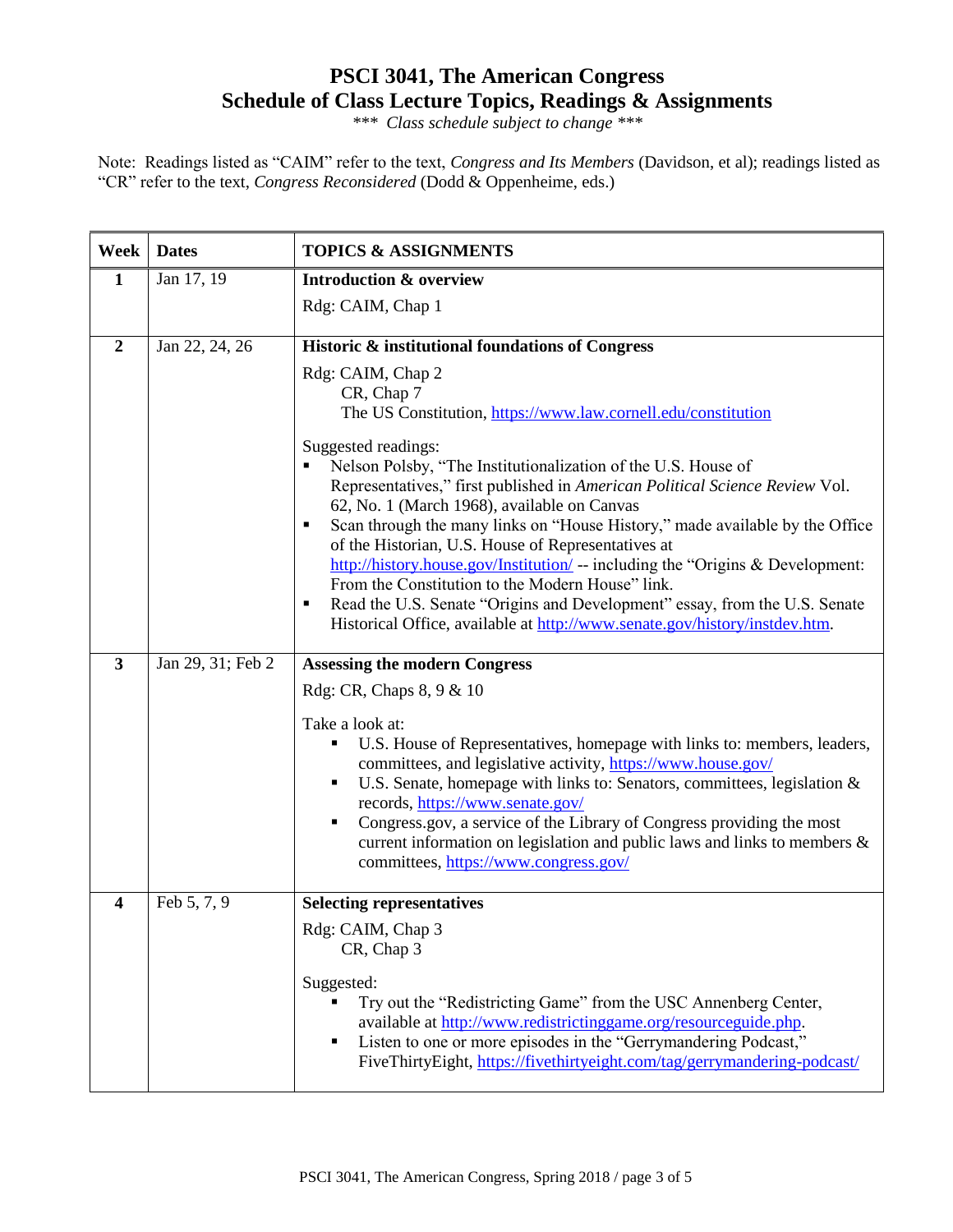# PSCI 3041, The American Congress
## Schedule of Class Lecture Topics, Readings & Assignments

*\*\*\* Class schedule subject to change \*\*\**

Note: Readings listed as "CAIM" refer to the text, *Congress and Its Members* (Davidson, et al); readings listed as "CR" refer to the text, *Congress Reconsidered* (Dodd & Oppenheime, eds.)

| Week | Dates | TOPICS & ASSIGNMENTS |
|---|---|---|
| 1 | Jan 17, 19 | **Introduction & overview**<br>Rdg: CAIM, Chap 1 |
| 2 | Jan 22, 24, 26 | **Historic & institutional foundations of Congress**<br>Rdg: CAIM, Chap 2<br>CR, Chap 7<br>The US Constitution, https://www.law.cornell.edu/constitution<br><br>Suggested readings:<br>▪ Nelson Polsby, "The Institutionalization of the U.S. House of Representatives," first published in *American Political Science Review* Vol. 62, No. 1 (March 1968), available on Canvas<br>▪ Scan through the many links on "House History," made available by the Office of the Historian, U.S. House of Representatives at http://history.house.gov/Institution/ -- including the "Origins & Development: From the Constitution to the Modern House" link.<br>▪ Read the U.S. Senate "Origins and Development" essay, from the U.S. Senate Historical Office, available at http://www.senate.gov/history/instdev.htm. |
| 3 | Jan 29, 31; Feb 2 | **Assessing the modern Congress**<br>Rdg: CR, Chaps 8, 9 & 10<br><br>Take a look at:<br>▪ U.S. House of Representatives, homepage with links to: members, leaders, committees, and legislative activity, https://www.house.gov/<br>▪ U.S. Senate, homepage with links to: Senators, committees, legislation & records, https://www.senate.gov/<br>▪ Congress.gov, a service of the Library of Congress providing the most current information on legislation and public laws and links to members & committees, https://www.congress.gov/ |
| 4 | Feb 5, 7, 9 | **Selecting representatives**<br>Rdg: CAIM, Chap 3<br>CR, Chap 3<br><br>Suggested:<br>▪ Try out the "Redistricting Game" from the USC Annenberg Center, available at http://www.redistrictinggame.org/resourceguide.php.<br>▪ Listen to one or more episodes in the "Gerrymandering Podcast," FiveThirtyEight, https://fivethirtyeight.com/tag/gerrymandering-podcast/ |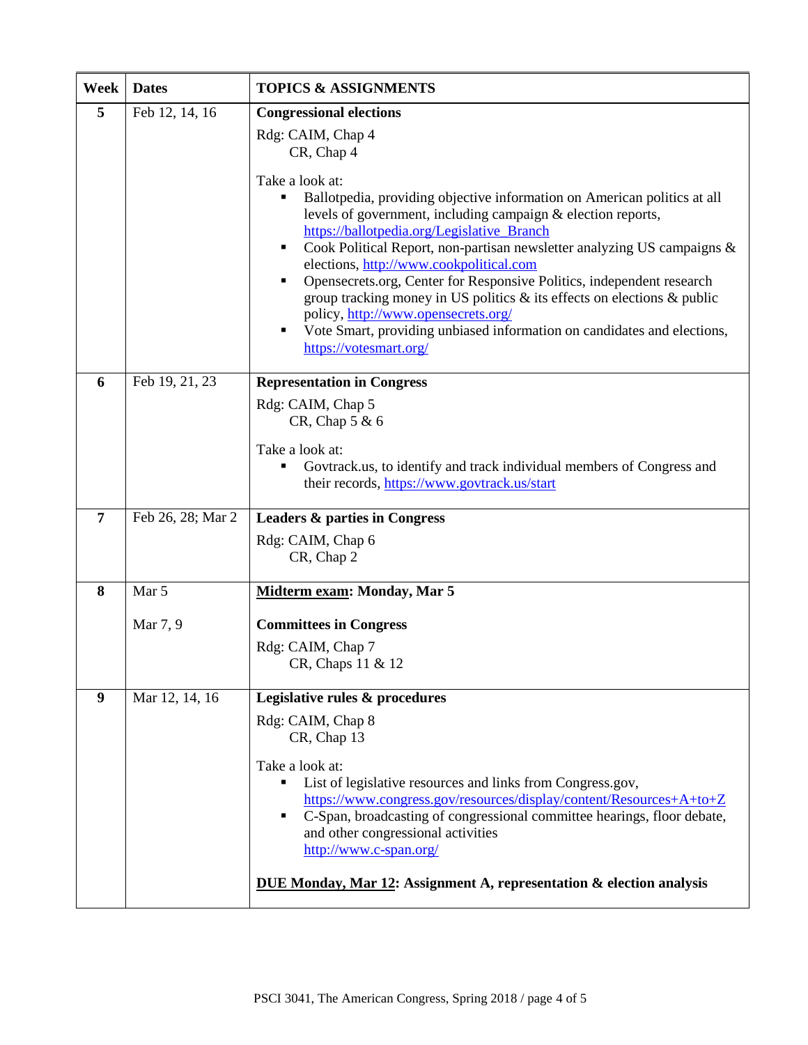| Week | Dates | TOPICS & ASSIGNMENTS |
|---|---|---|
| 5 | Feb 12, 14, 16 | **Congressional elections**<br><br>Rdg: CAIM, Chap 4<br>CR, Chap 4<br><br>Take a look at:<br>▪ Ballotpedia, providing objective information on American politics at all levels of government, including campaign & election reports, https://ballotpedia.org/Legislative_Branch<br>▪ Cook Political Report, non-partisan newsletter analyzing US campaigns & elections, http://www.cookpolitical.com<br>▪ Opensecrets.org, Center for Responsive Politics, independent research group tracking money in US politics & its effects on elections & public policy, http://www.opensecrets.org/<br>▪ Vote Smart, providing unbiased information on candidates and elections, https://votesmart.org/ |
| 6 | Feb 19, 21, 23 | **Representation in Congress**<br><br>Rdg: CAIM, Chap 5<br>CR, Chap 5 & 6<br><br>Take a look at:<br>▪ Govtrack.us, to identify and track individual members of Congress and their records, https://www.govtrack.us/start |
| 7 | Feb 26, 28; Mar 2 | **Leaders & parties in Congress**<br><br>Rdg: CAIM, Chap 6<br>CR, Chap 2 |
| 8 | Mar 5<br><br>Mar 7, 9 | **<u>Midterm exam</u>: Monday, Mar 5**<br><br>**Committees in Congress**<br><br>Rdg: CAIM, Chap 7<br>CR, Chaps 11 & 12 |
| 9 | Mar 12, 14, 16 | **Legislative rules & procedures**<br><br>Rdg: CAIM, Chap 8<br>CR, Chap 13<br><br>Take a look at:<br>▪ List of legislative resources and links from Congress.gov, https://www.congress.gov/resources/display/content/Resources+A+to+Z<br>▪ C-Span, broadcasting of congressional committee hearings, floor debate, and other congressional activities http://www.c-span.org/<br><br>**<u>DUE Monday, Mar 12</u>: Assignment A, representation & election analysis** |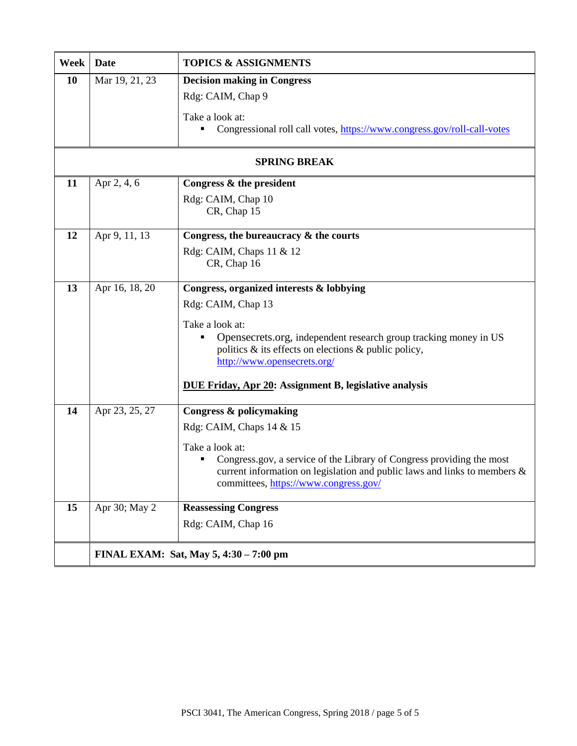| Week | Date | TOPICS & ASSIGNMENTS |
|---|---|---|
| **10** | Mar 19, 21, 23 | **Decision making in Congress**<br>Rdg: CAIM, Chap 9<br>Take a look at:<br>▪ Congressional roll call votes, https://www.congress.gov/roll-call-votes |
| | | **SPRING BREAK** |
| **11** | Apr 2, 4, 6 | **Congress & the president**<br>Rdg: CAIM, Chap 10<br>CR, Chap 15 |
| **12** | Apr 9, 11, 13 | **Congress, the bureaucracy & the courts**<br>Rdg: CAIM, Chaps 11 & 12<br>CR, Chap 16 |
| **13** | Apr 16, 18, 20 | **Congress, organized interests & lobbying**<br>Rdg: CAIM, Chap 13<br>Take a look at:<br>▪ Opensecrets.org, independent research group tracking money in US politics & its effects on elections & public policy, http://www.opensecrets.org/<br>**DUE Friday, Apr 20: Assignment B, legislative analysis** |
| **14** | Apr 23, 25, 27 | **Congress & policymaking**<br>Rdg: CAIM, Chaps 14 & 15<br>Take a look at:<br>▪ Congress.gov, a service of the Library of Congress providing the most current information on legislation and public laws and links to members & committees, https://www.congress.gov/ |
| **15** | Apr 30; May 2 | **Reassessing Congress**<br>Rdg: CAIM, Chap 16 |
| | **FINAL EXAM: Sat, May 5, 4:30 – 7:00 pm** | |